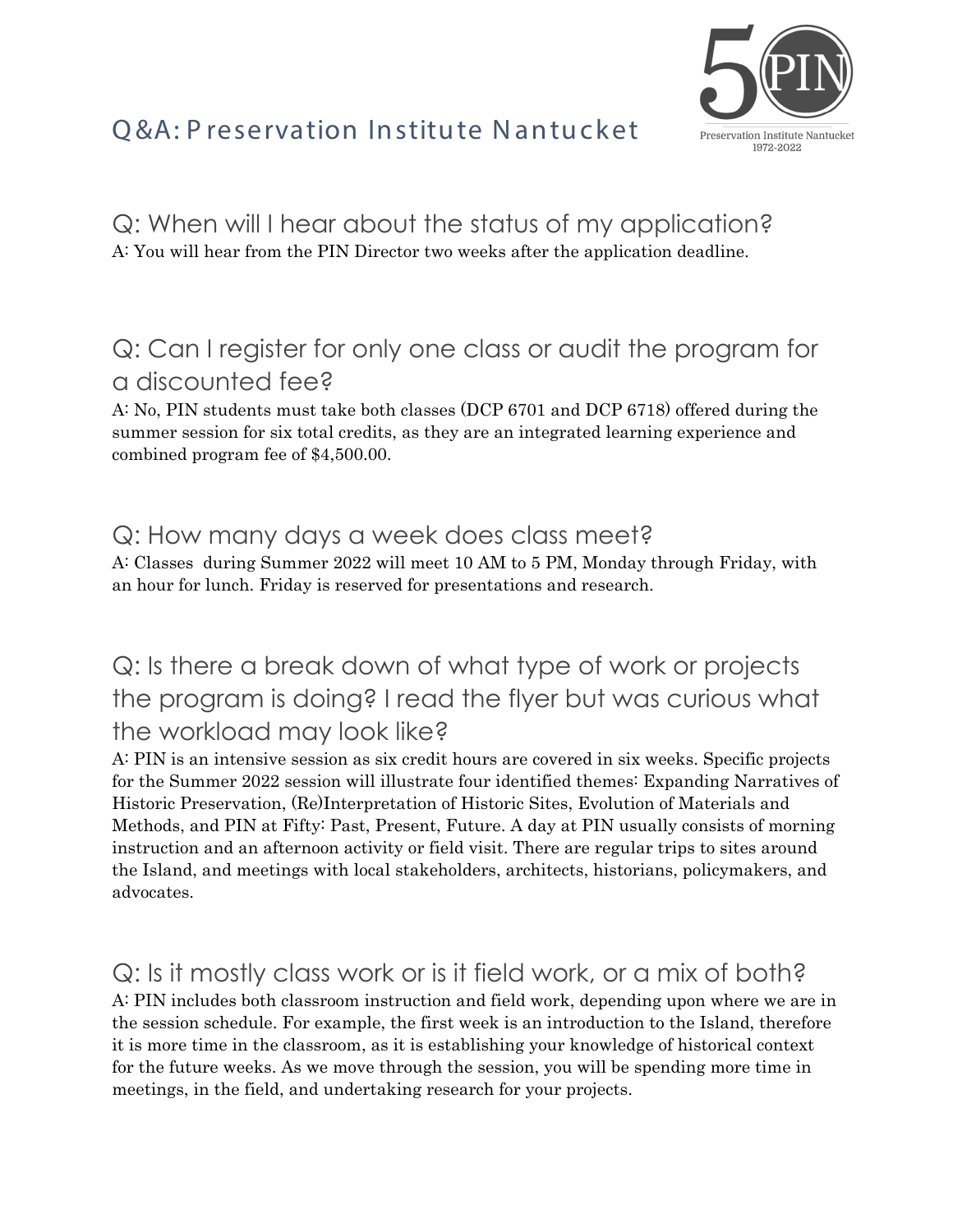# Q&A: Preservation Institute Nantucket

5 PIN

Preservation Institute Nantucket
1972-2022

## Q: When will I hear about the status of my application?

A: You will hear from the PIN Director two weeks after the application deadline.

## Q: Can I register for only one class or audit the program for a discounted fee?

A: No, PIN students must take both classes (DCP 6701 and DCP 6718) offered during the summer session for six total credits, as they are an integrated learning experience and combined program fee of $4,500.00.

## Q: How many days a week does class meet?

A: Classes during Summer 2022 will meet 10 AM to 5 PM, Monday through Friday, with an hour for lunch. Friday is reserved for presentations and research.

## Q: Is there a break down of what type of work or projects the program is doing? I read the flyer but was curious what the workload may look like?

A: PIN is an intensive session as six credit hours are covered in six weeks. Specific projects for the Summer 2022 session will illustrate four identified themes: Expanding Narratives of Historic Preservation, (Re)Interpretation of Historic Sites, Evolution of Materials and Methods, and PIN at Fifty: Past, Present, Future. A day at PIN usually consists of morning instruction and an afternoon activity or field visit. There are regular trips to sites around the Island, and meetings with local stakeholders, architects, historians, policymakers, and advocates.

## Q: Is it mostly class work or is it field work, or a mix of both?

A: PIN includes both classroom instruction and field work, depending upon where we are in the session schedule. For example, the first week is an introduction to the Island, therefore it is more time in the classroom, as it is establishing your knowledge of historical context for the future weeks. As we move through the session, you will be spending more time in meetings, in the field, and undertaking research for your projects.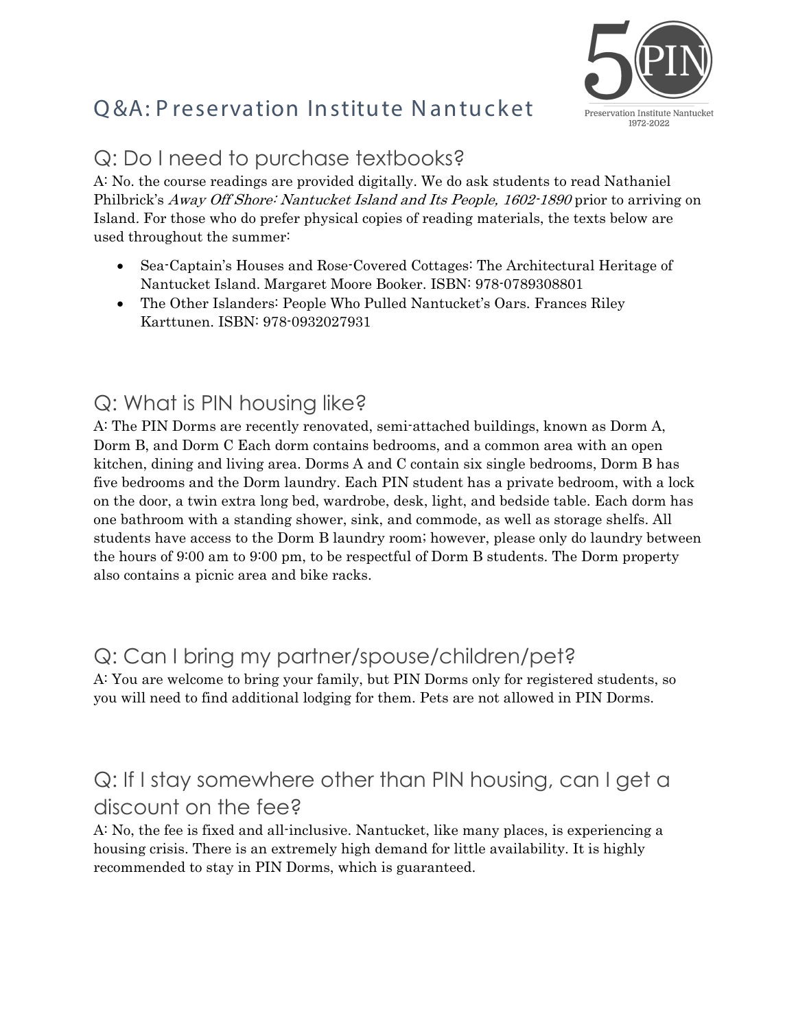# Q&A: Preservation Institute Nantucket

## Q: Do I need to purchase textbooks?

A: No. the course readings are provided digitally. We do ask students to read Nathaniel Philbrick's *Away Off Shore: Nantucket Island and Its People, 1602-1890* prior to arriving on Island. For those who do prefer physical copies of reading materials, the texts below are used throughout the summer:

- Sea-Captain's Houses and Rose-Covered Cottages: The Architectural Heritage of Nantucket Island. Margaret Moore Booker. ISBN: 978-0789308801
- The Other Islanders: People Who Pulled Nantucket's Oars. Frances Riley Karttunen. ISBN: 978-0932027931

## Q: What is PIN housing like?

A: The PIN Dorms are recently renovated, semi-attached buildings, known as Dorm A, Dorm B, and Dorm C Each dorm contains bedrooms, and a common area with an open kitchen, dining and living area. Dorms A and C contain six single bedrooms, Dorm B has five bedrooms and the Dorm laundry. Each PIN student has a private bedroom, with a lock on the door, a twin extra long bed, wardrobe, desk, light, and bedside table. Each dorm has one bathroom with a standing shower, sink, and commode, as well as storage shelfs. All students have access to the Dorm B laundry room; however, please only do laundry between the hours of 9:00 am to 9:00 pm, to be respectful of Dorm B students. The Dorm property also contains a picnic area and bike racks.

## Q: Can I bring my partner/spouse/children/pet?

A: You are welcome to bring your family, but PIN Dorms only for registered students, so you will need to find additional lodging for them. Pets are not allowed in PIN Dorms.

## Q: If I stay somewhere other than PIN housing, can I get a discount on the fee?

A: No, the fee is fixed and all-inclusive. Nantucket, like many places, is experiencing a housing crisis. There is an extremely high demand for little availability. It is highly recommended to stay in PIN Dorms, which is guaranteed.